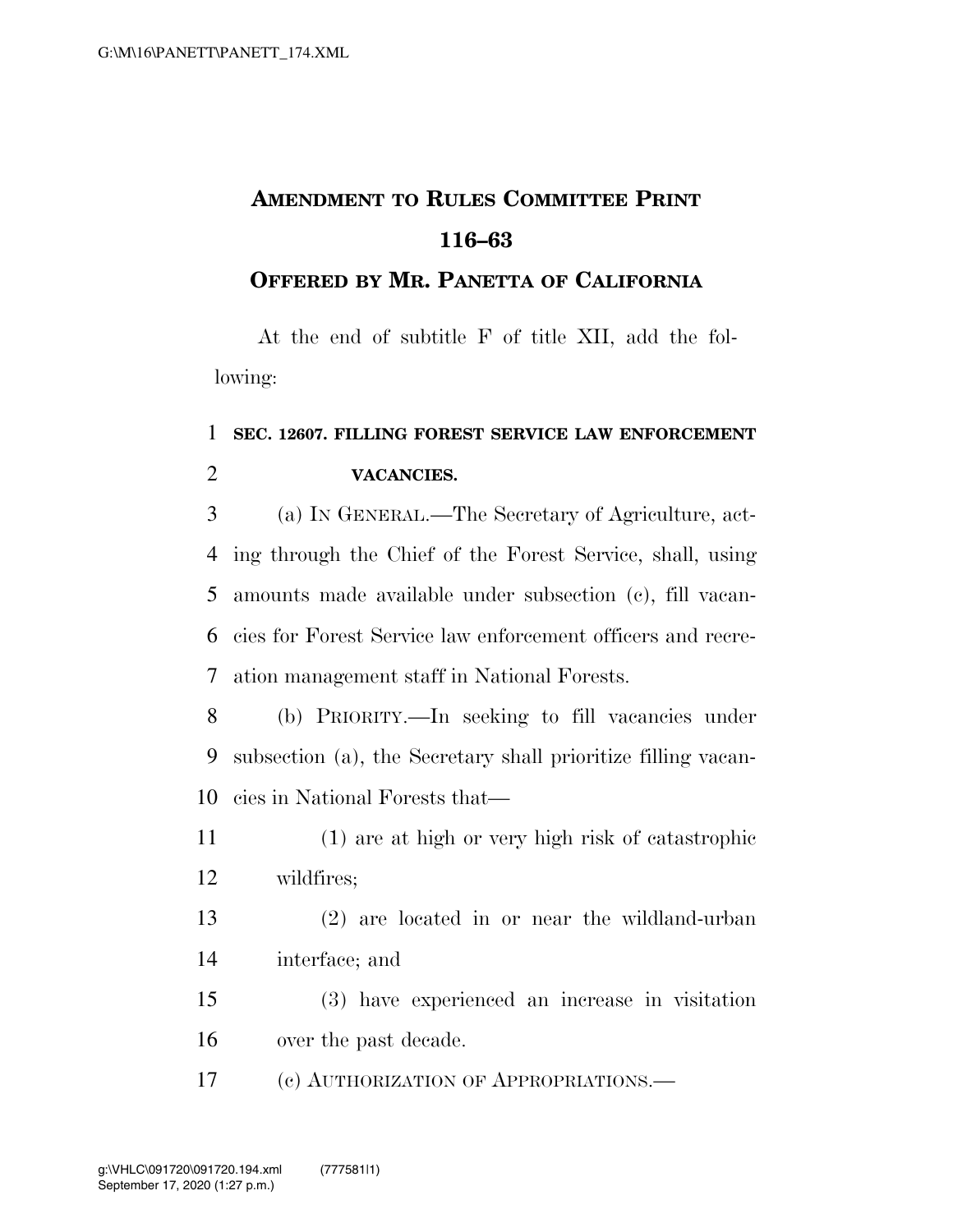# Amendment to Rules Committee Print 116–63

## Offered by Mr. Panetta of California

At the end of subtitle F of title XII, add the following:

**SEC. 12607. FILLING FOREST SERVICE LAW ENFORCEMENT VACANCIES.**

(a) IN GENERAL.—The Secretary of Agriculture, acting through the Chief of the Forest Service, shall, using amounts made available under subsection (c), fill vacancies for Forest Service law enforcement officers and recreation management staff in National Forests.

(b) PRIORITY.—In seeking to fill vacancies under subsection (a), the Secretary shall prioritize filling vacancies in National Forests that—

(1) are at high or very high risk of catastrophic wildfires;

(2) are located in or near the wildland-urban interface; and

(3) have experienced an increase in visitation over the past decade.

(c) AUTHORIZATION OF APPROPRIATIONS.—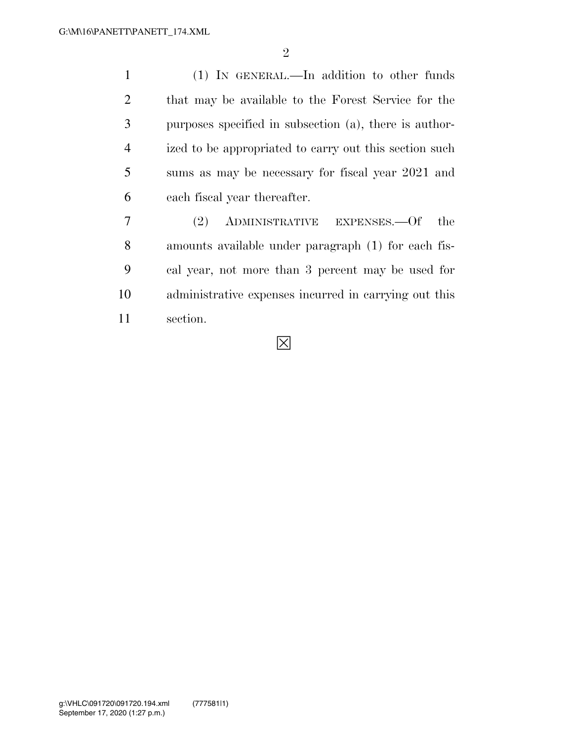(1) IN GENERAL.—In addition to other funds that may be available to the Forest Service for the purposes specified in subsection (a), there is authorized to be appropriated to carry out this section such sums as may be necessary for fiscal year 2021 and each fiscal year thereafter.

(2) ADMINISTRATIVE EXPENSES.—Of the amounts available under paragraph (1) for each fiscal year, not more than 3 percent may be used for administrative expenses incurred in carrying out this section.